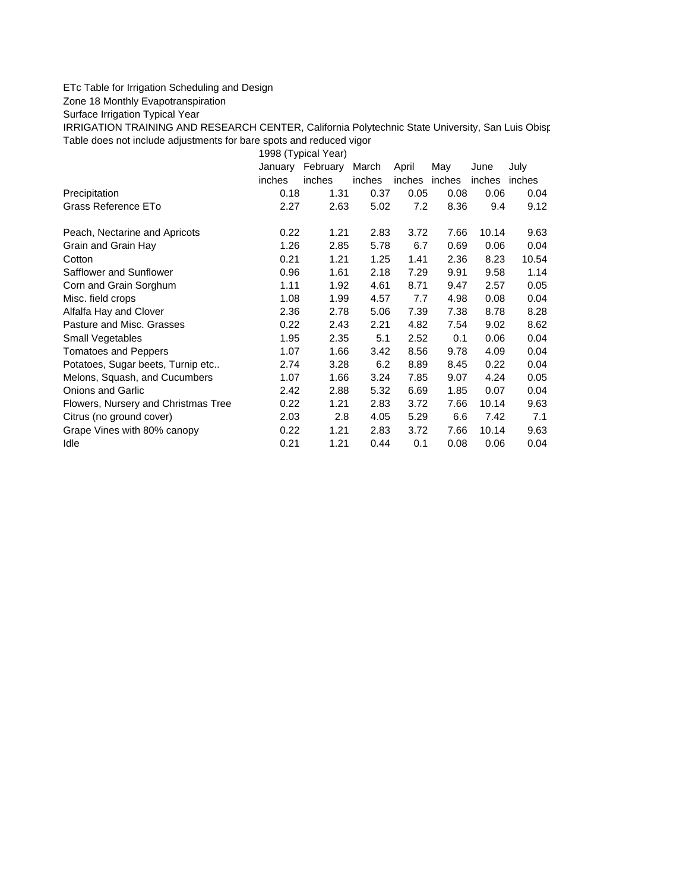ETc Table for Irrigation Scheduling and Design

Zone 18 Monthly Evapotranspiration

Surface Irrigation Typical Year

IRRIGATION TRAINING AND RESEARCH CENTER, California Polytechnic State University, San Luis Obisp

Table does not include adjustments for bare spots and reduced vigor

| | 1998 (Typical Year) | | | | | | |
|---|---|---|---|---|---|---|---|
| | January | February | March | April | May | June | July |
| | inches | inches | inches | inches | inches | inches | inches |
| Precipitation | 0.18 | 1.31 | 0.37 | 0.05 | 0.08 | 0.06 | 0.04 |
| Grass Reference ETo | 2.27 | 2.63 | 5.02 | 7.2 | 8.36 | 9.4 | 9.12 |
| | | | | | | | |
| Peach, Nectarine and Apricots | 0.22 | 1.21 | 2.83 | 3.72 | 7.66 | 10.14 | 9.63 |
| Grain and Grain Hay | 1.26 | 2.85 | 5.78 | 6.7 | 0.69 | 0.06 | 0.04 |
| Cotton | 0.21 | 1.21 | 1.25 | 1.41 | 2.36 | 8.23 | 10.54 |
| Safflower and Sunflower | 0.96 | 1.61 | 2.18 | 7.29 | 9.91 | 9.58 | 1.14 |
| Corn and Grain Sorghum | 1.11 | 1.92 | 4.61 | 8.71 | 9.47 | 2.57 | 0.05 |
| Misc. field crops | 1.08 | 1.99 | 4.57 | 7.7 | 4.98 | 0.08 | 0.04 |
| Alfalfa Hay and Clover | 2.36 | 2.78 | 5.06 | 7.39 | 7.38 | 8.78 | 8.28 |
| Pasture and Misc. Grasses | 0.22 | 2.43 | 2.21 | 4.82 | 7.54 | 9.02 | 8.62 |
| Small Vegetables | 1.95 | 2.35 | 5.1 | 2.52 | 0.1 | 0.06 | 0.04 |
| Tomatoes and Peppers | 1.07 | 1.66 | 3.42 | 8.56 | 9.78 | 4.09 | 0.04 |
| Potatoes, Sugar beets, Turnip etc.. | 2.74 | 3.28 | 6.2 | 8.89 | 8.45 | 0.22 | 0.04 |
| Melons, Squash, and Cucumbers | 1.07 | 1.66 | 3.24 | 7.85 | 9.07 | 4.24 | 0.05 |
| Onions and Garlic | 2.42 | 2.88 | 5.32 | 6.69 | 1.85 | 0.07 | 0.04 |
| Flowers, Nursery and Christmas Tree | 0.22 | 1.21 | 2.83 | 3.72 | 7.66 | 10.14 | 9.63 |
| Citrus (no ground cover) | 2.03 | 2.8 | 4.05 | 5.29 | 6.6 | 7.42 | 7.1 |
| Grape Vines with 80% canopy | 0.22 | 1.21 | 2.83 | 3.72 | 7.66 | 10.14 | 9.63 |
| Idle | 0.21 | 1.21 | 0.44 | 0.1 | 0.08 | 0.06 | 0.04 |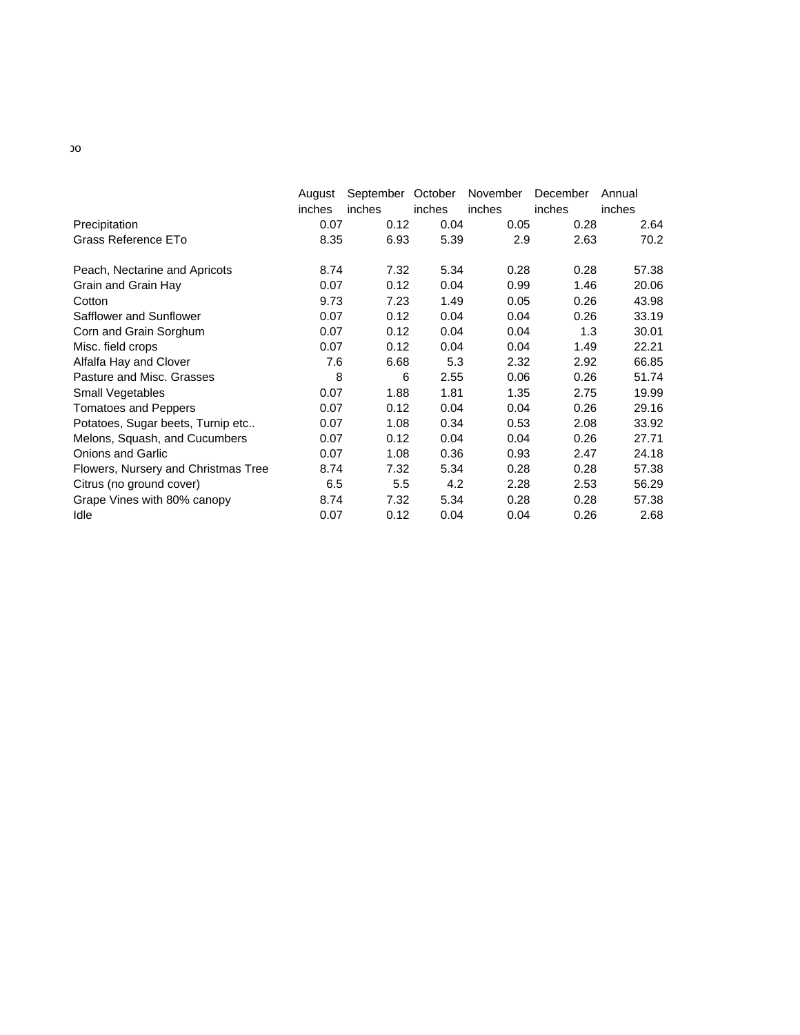ɔo

| | August inches | September inches | October inches | November inches | December inches | Annual inches |
|---|---|---|---|---|---|---|
| Precipitation | 0.07 | 0.12 | 0.04 | 0.05 | 0.28 | 2.64 |
| Grass Reference ETo | 8.35 | 6.93 | 5.39 | 2.9 | 2.63 | 70.2 |
| | | | | | | |
| Peach, Nectarine and Apricots | 8.74 | 7.32 | 5.34 | 0.28 | 0.28 | 57.38 |
| Grain and Grain Hay | 0.07 | 0.12 | 0.04 | 0.99 | 1.46 | 20.06 |
| Cotton | 9.73 | 7.23 | 1.49 | 0.05 | 0.26 | 43.98 |
| Safflower and Sunflower | 0.07 | 0.12 | 0.04 | 0.04 | 0.26 | 33.19 |
| Corn and Grain Sorghum | 0.07 | 0.12 | 0.04 | 0.04 | 1.3 | 30.01 |
| Misc. field crops | 0.07 | 0.12 | 0.04 | 0.04 | 1.49 | 22.21 |
| Alfalfa Hay and Clover | 7.6 | 6.68 | 5.3 | 2.32 | 2.92 | 66.85 |
| Pasture and Misc. Grasses | 8 | 6 | 2.55 | 0.06 | 0.26 | 51.74 |
| Small Vegetables | 0.07 | 1.88 | 1.81 | 1.35 | 2.75 | 19.99 |
| Tomatoes and Peppers | 0.07 | 0.12 | 0.04 | 0.04 | 0.26 | 29.16 |
| Potatoes, Sugar beets, Turnip etc.. | 0.07 | 1.08 | 0.34 | 0.53 | 2.08 | 33.92 |
| Melons, Squash, and Cucumbers | 0.07 | 0.12 | 0.04 | 0.04 | 0.26 | 27.71 |
| Onions and Garlic | 0.07 | 1.08 | 0.36 | 0.93 | 2.47 | 24.18 |
| Flowers, Nursery and Christmas Tree | 8.74 | 7.32 | 5.34 | 0.28 | 0.28 | 57.38 |
| Citrus (no ground cover) | 6.5 | 5.5 | 4.2 | 2.28 | 2.53 | 56.29 |
| Grape Vines with 80% canopy | 8.74 | 7.32 | 5.34 | 0.28 | 0.28 | 57.38 |
| Idle | 0.07 | 0.12 | 0.04 | 0.04 | 0.26 | 2.68 |